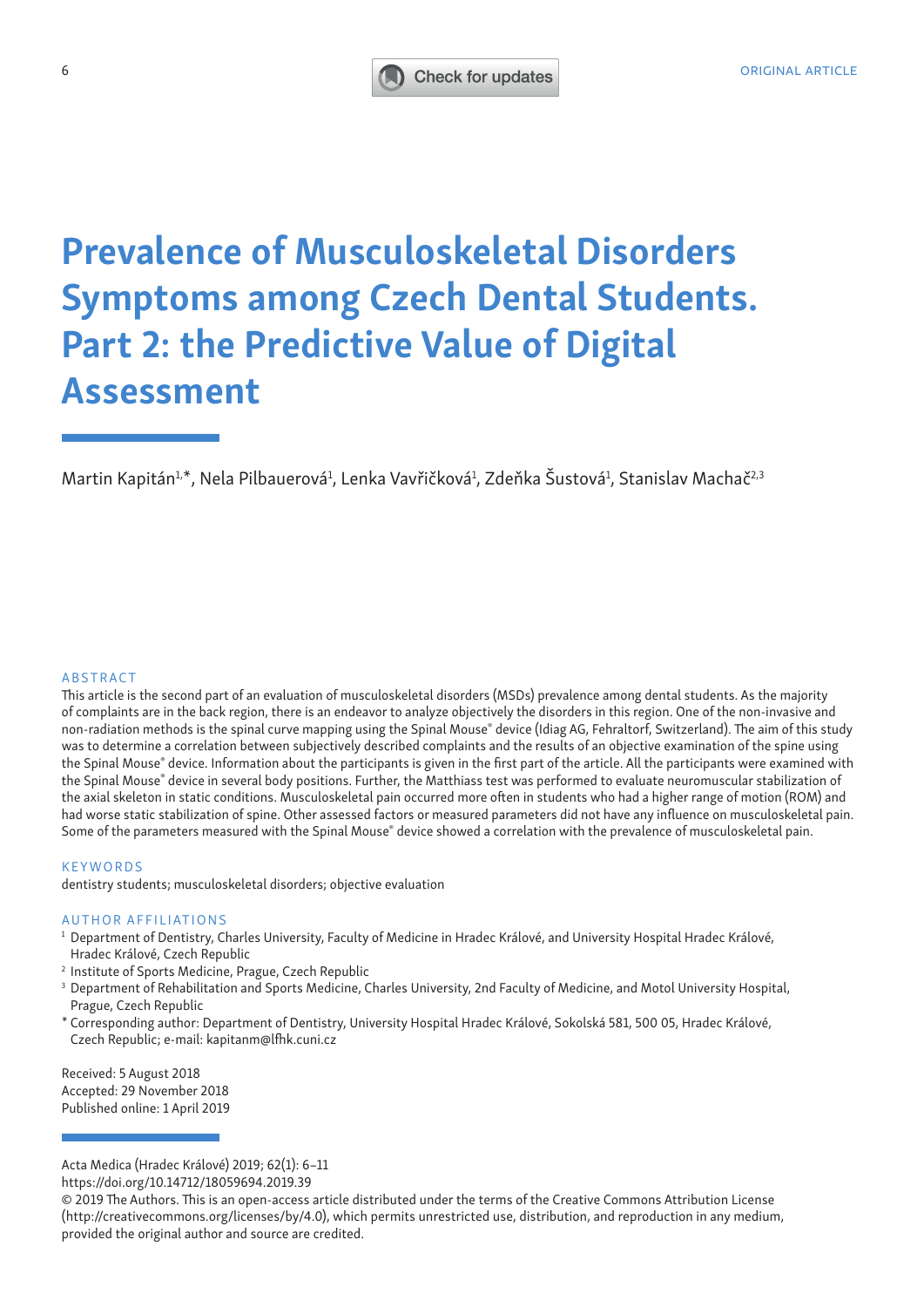ORIGINAL ARTICLE

# Prevalence of Musculoskeletal Disorders Symptoms among Czech Dental Students. Part 2: the Predictive Value of Digital Assessment

Martin Kapitán[1,*], Nela Pilbauerová[1], Lenka Vavřičková[1], Zdeňka Šustová[1], Stanislav Machač[2,3]

## ABSTRACT

This article is the second part of an evaluation of musculoskeletal disorders (MSDs) prevalence among dental students. As the majority of complaints are in the back region, there is an endeavor to analyze objectively the disorders in this region. One of the non-invasive and non-radiation methods is the spinal curve mapping using the Spinal Mouse® device (Idiag AG, Fehraltorf, Switzerland). The aim of this study was to determine a correlation between subjectively described complaints and the results of an objective examination of the spine using the Spinal Mouse® device. Information about the participants is given in the first part of the article. All the participants were examined with the Spinal Mouse® device in several body positions. Further, the Matthiass test was performed to evaluate neuromuscular stabilization of the axial skeleton in static conditions. Musculoskeletal pain occurred more often in students who had a higher range of motion (ROM) and had worse static stabilization of spine. Other assessed factors or measured parameters did not have any influence on musculoskeletal pain. Some of the parameters measured with the Spinal Mouse® device showed a correlation with the prevalence of musculoskeletal pain.

## KEYWORDS

dentistry students; musculoskeletal disorders; objective evaluation

## AUTHOR AFFILIATIONS

[1] Department of Dentistry, Charles University, Faculty of Medicine in Hradec Králové, and University Hospital Hradec Králové, Hradec Králové, Czech Republic

[2] Institute of Sports Medicine, Prague, Czech Republic

[3] Department of Rehabilitation and Sports Medicine, Charles University, 2nd Faculty of Medicine, and Motol University Hospital, Prague, Czech Republic

* Corresponding author: Department of Dentistry, University Hospital Hradec Králové, Sokolská 581, 500 05, Hradec Králové, Czech Republic; e-mail: kapitanm@lfhk.cuni.cz

Received: 5 August 2018
Accepted: 29 November 2018
Published online: 1 April 2019

Acta Medica (Hradec Králové) 2019; 62(1): 6–11
https://doi.org/10.14712/18059694.2019.39

© 2019 The Authors. This is an open-access article distributed under the terms of the Creative Commons Attribution License (http://creativecommons.org/licenses/by/4.0), which permits unrestricted use, distribution, and reproduction in any medium, provided the original author and source are credited.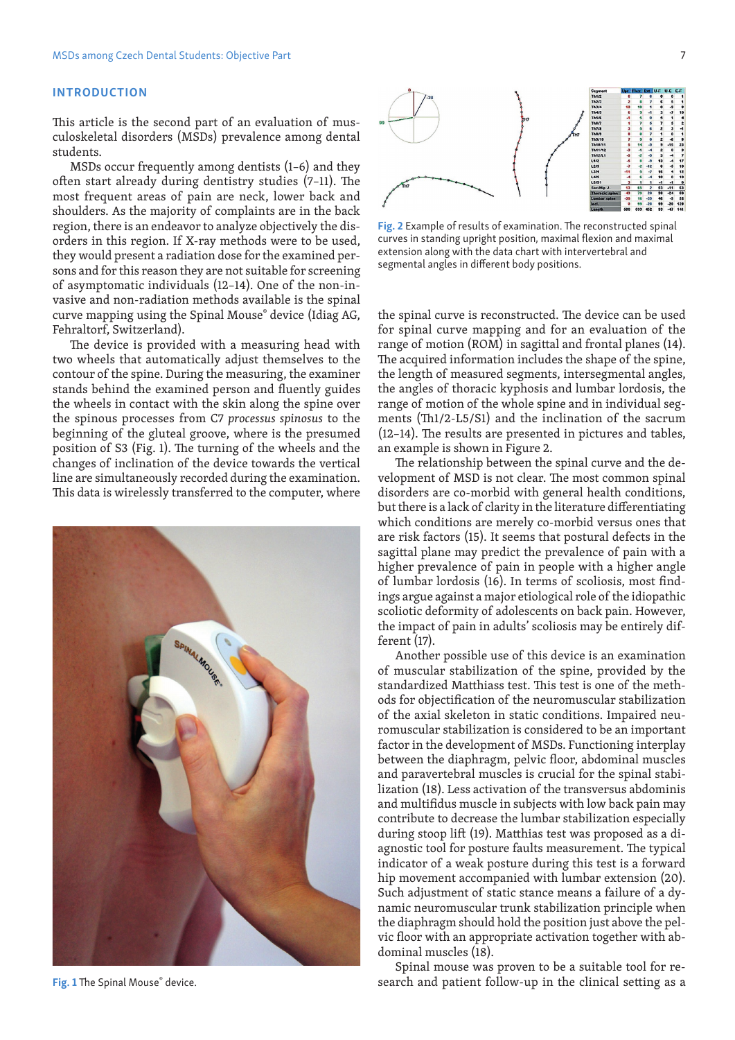## INTRODUCTION

This article is the second part of an evaluation of musculoskeletal disorders (MSDs) prevalence among dental students.

MSDs occur frequently among dentists (1–6) and they often start already during dentistry studies (7–11). The most frequent areas of pain are neck, lower back and shoulders. As the majority of complaints are in the back region, there is an endeavor to analyze objectively the disorders in this region. If X-ray methods were to be used, they would present a radiation dose for the examined persons and for this reason they are not suitable for screening of asymptomatic individuals (12–14). One of the non-invasive and non-radiation methods available is the spinal curve mapping using the Spinal Mouse® device (Idiag AG, Fehraltorf, Switzerland).

The device is provided with a measuring head with two wheels that automatically adjust themselves to the contour of the spine. During the measuring, the examiner stands behind the examined person and fluently guides the wheels in contact with the skin along the spine over the spinous processes from C7 *processus spinosus* to the beginning of the gluteal groove, where is the presumed position of S3 (Fig. 1). The turning of the wheels and the changes of inclination of the device towards the vertical line are simultaneously recorded during the examination. This data is wirelessly transferred to the computer, where the spinal curve is reconstructed. The device can be used for spinal curve mapping and for an evaluation of the range of motion (ROM) in sagittal and frontal planes (14). The acquired information includes the shape of the spine, the length of measured segments, intersegmental angles, the angles of thoracic kyphosis and lumbar lordosis, the range of motion of the whole spine and in individual segments (Th1/2-L5/S1) and the inclination of the sacrum (12–14). The results are presented in pictures and tables, an example is shown in Figure 2.

**Fig. 1** The Spinal Mouse® device.

**Fig. 2** Example of results of examination. The reconstructed spinal curves in standing upright position, maximal flexion and maximal extension along with the data chart with intervertebral and segmental angles in different body positions.

The relationship between the spinal curve and the development of MSD is not clear. The most common spinal disorders are co-morbid with general health conditions, but there is a lack of clarity in the literature differentiating which conditions are merely co-morbid versus ones that are risk factors (15). It seems that postural defects in the sagittal plane may predict the prevalence of pain with a higher prevalence of pain in people with a higher angle of lumbar lordosis (16). In terms of scoliosis, most findings argue against a major etiological role of the idiopathic scoliotic deformity of adolescents on back pain. However, the impact of pain in adults' scoliosis may be entirely different (17).

Another possible use of this device is an examination of muscular stabilization of the spine, provided by the standardized Matthiass test. This test is one of the methods for objectification of the neuromuscular stabilization of the axial skeleton in static conditions. Impaired neuromuscular stabilization is considered to be an important factor in the development of MSDs. Functioning interplay between the diaphragm, pelvic floor, abdominal muscles and paravertebral muscles is crucial for the spinal stabilization (18). Less activation of the transversus abdominis and multifidus muscle in subjects with low back pain may contribute to decrease the lumbar stabilization especially during stoop lift (19). Matthias test was proposed as a diagnostic tool for posture faults measurement. The typical indicator of a weak posture during this test is a forward hip movement accompanied with lumbar extension (20). Such adjustment of static stance means a failure of a dynamic neuromuscular trunk stabilization principle when the diaphragm should hold the position just above the pelvic floor with an appropriate activation together with abdominal muscles (18).

Spinal mouse was proven to be a suitable tool for research and patient follow-up in the clinical setting as a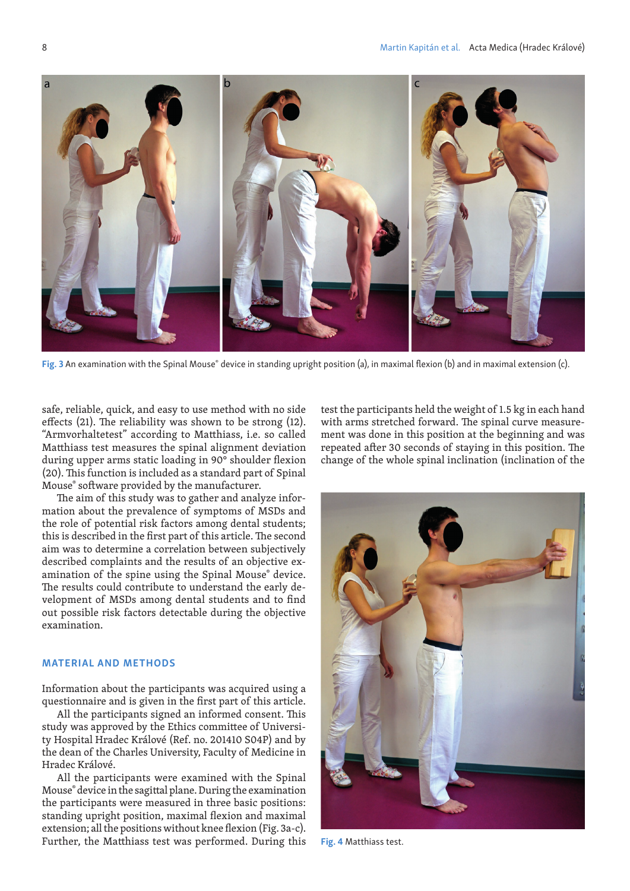Fig. 3 An examination with the Spinal Mouse® device in standing upright position (a), in maximal flexion (b) and in maximal extension (c).

safe, reliable, quick, and easy to use method with no side effects (21). The reliability was shown to be strong (12). "Armvorhaltetest" according to Matthiass, i.e. so called Matthiass test measures the spinal alignment deviation during upper arms static loading in 90° shoulder flexion (20). This function is included as a standard part of Spinal Mouse® software provided by the manufacturer.

The aim of this study was to gather and analyze information about the prevalence of symptoms of MSDs and the role of potential risk factors among dental students; this is described in the first part of this article. The second aim was to determine a correlation between subjectively described complaints and the results of an objective examination of the spine using the Spinal Mouse® device. The results could contribute to understand the early development of MSDs among dental students and to find out possible risk factors detectable during the objective examination.

## MATERIAL AND METHODS

Information about the participants was acquired using a questionnaire and is given in the first part of this article.

All the participants signed an informed consent. This study was approved by the Ethics committee of University Hospital Hradec Králové (Ref. no. 201410 S04P) and by the dean of the Charles University, Faculty of Medicine in Hradec Králové.

All the participants were examined with the Spinal Mouse® device in the sagittal plane. During the examination the participants were measured in three basic positions: standing upright position, maximal flexion and maximal extension; all the positions without knee flexion (Fig. 3a-c). Further, the Matthiass test was performed. During this test the participants held the weight of 1.5 kg in each hand with arms stretched forward. The spinal curve measurement was done in this position at the beginning and was repeated after 30 seconds of staying in this position. The change of the whole spinal inclination (inclination of the

Fig. 4 Matthiass test.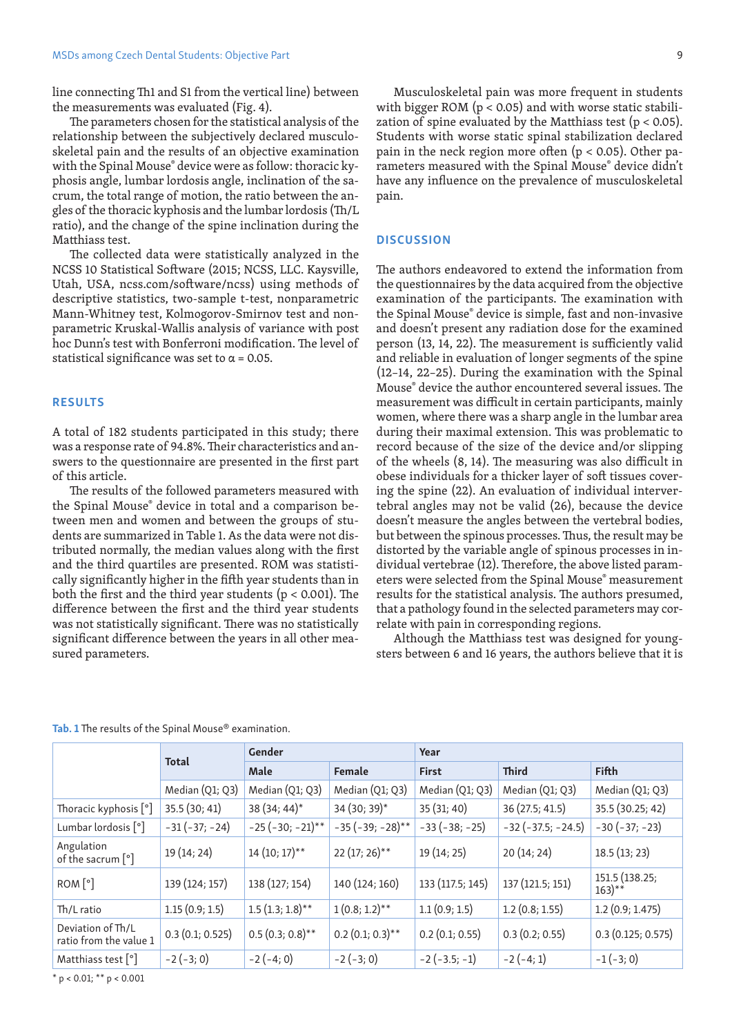line connecting Th1 and S1 from the vertical line) between the measurements was evaluated (Fig. 4).

The parameters chosen for the statistical analysis of the relationship between the subjectively declared musculoskeletal pain and the results of an objective examination with the Spinal Mouse® device were as follow: thoracic kyphosis angle, lumbar lordosis angle, inclination of the sacrum, the total range of motion, the ratio between the angles of the thoracic kyphosis and the lumbar lordosis (Th/L ratio), and the change of the spine inclination during the Matthiass test.

The collected data were statistically analyzed in the NCSS 10 Statistical Software (2015; NCSS, LLC. Kaysville, Utah, USA, ncss.com/software/ncss) using methods of descriptive statistics, two-sample t-test, nonparametric Mann-Whitney test, Kolmogorov-Smirnov test and nonparametric Kruskal-Wallis analysis of variance with post hoc Dunn's test with Bonferroni modification. The level of statistical significance was set to $\alpha = 0.05$.

## RESULTS

A total of 182 students participated in this study; there was a response rate of 94.8%. Their characteristics and answers to the questionnaire are presented in the first part of this article.

The results of the followed parameters measured with the Spinal Mouse® device in total and a comparison between men and women and between the groups of students are summarized in Table 1. As the data were not distributed normally, the median values along with the first and the third quartiles are presented. ROM was statistically significantly higher in the fifth year students than in both the first and the third year students ($p < 0.001$). The difference between the first and the third year students was not statistically significant. There was no statistically significant difference between the years in all other measured parameters.

Musculoskeletal pain was more frequent in students with bigger ROM ($p < 0.05$) and with worse static stabilization of spine evaluated by the Matthiass test ($p < 0.05$). Students with worse static spinal stabilization declared pain in the neck region more often ($p < 0.05$). Other parameters measured with the Spinal Mouse® device didn't have any influence on the prevalence of musculoskeletal pain.

## DISCUSSION

The authors endeavored to extend the information from the questionnaires by the data acquired from the objective examination of the participants. The examination with the Spinal Mouse® device is simple, fast and non-invasive and doesn't present any radiation dose for the examined person (13, 14, 22). The measurement is sufficiently valid and reliable in evaluation of longer segments of the spine (12–14, 22–25). During the examination with the Spinal Mouse® device the author encountered several issues. The measurement was difficult in certain participants, mainly women, where there was a sharp angle in the lumbar area during their maximal extension. This was problematic to record because of the size of the device and/or slipping of the wheels (8, 14). The measuring was also difficult in obese individuals for a thicker layer of soft tissues covering the spine (22). An evaluation of individual intervertebral angles may not be valid (26), because the device doesn't measure the angles between the vertebral bodies, but between the spinous processes. Thus, the result may be distorted by the variable angle of spinous processes in individual vertebrae (12). Therefore, the above listed parameters were selected from the Spinal Mouse® measurement results for the statistical analysis. The authors presumed, that a pathology found in the selected parameters may correlate with pain in corresponding regions.

Although the Matthiass test was designed for youngsters between 6 and 16 years, the authors believe that it is

**Tab. 1** The results of the Spinal Mouse® examination.

| | Total | Gender | | Year | | |
|---|---|---|---|---|---|---|
| | | Male | Female | First | Third | Fifth |
| | Median (Q1; Q3) | Median (Q1; Q3) | Median (Q1; Q3) | Median (Q1; Q3) | Median (Q1; Q3) | Median (Q1; Q3) |
| Thoracic kyphosis [°] | 35.5 (30; 41) | 38 (34; 44)* | 34 (30; 39)* | 35 (31; 40) | 36 (27.5; 41.5) | 35.5 (30.25; 42) |
| Lumbar lordosis [°] | −31 (−37; −24) | −25 (−30; −21)** | −35 (−39; −28)** | −33 (−38; −25) | −32 (−37.5; −24.5) | −30 (−37; −23) |
| Angulation of the sacrum [°] | 19 (14; 24) | 14 (10; 17)** | 22 (17; 26)** | 19 (14; 25) | 20 (14; 24) | 18.5 (13; 23) |
| ROM [°] | 139 (124; 157) | 138 (127; 154) | 140 (124; 160) | 133 (117.5; 145) | 137 (121.5; 151) | 151.5 (138.25; 163)** |
| Th/L ratio | 1.15 (0.9; 1.5) | 1.5 (1.3; 1.8)** | 1 (0.8; 1.2)** | 1.1 (0.9; 1.5) | 1.2 (0.8; 1.55) | 1.2 (0.9; 1.475) |
| Deviation of Th/L ratio from the value 1 | 0.3 (0.1; 0.525) | 0.5 (0.3; 0.8)** | 0.2 (0.1; 0.3)** | 0.2 (0.1; 0.55) | 0.3 (0.2; 0.55) | 0.3 (0.125; 0.575) |
| Matthiass test [°] | −2 (−3; 0) | −2 (−4; 0) | −2 (−3; 0) | −2 (−3.5; −1) | −2 (−4; 1) | −1 (−3; 0) |

* $p < 0.01$; ** $p < 0.001$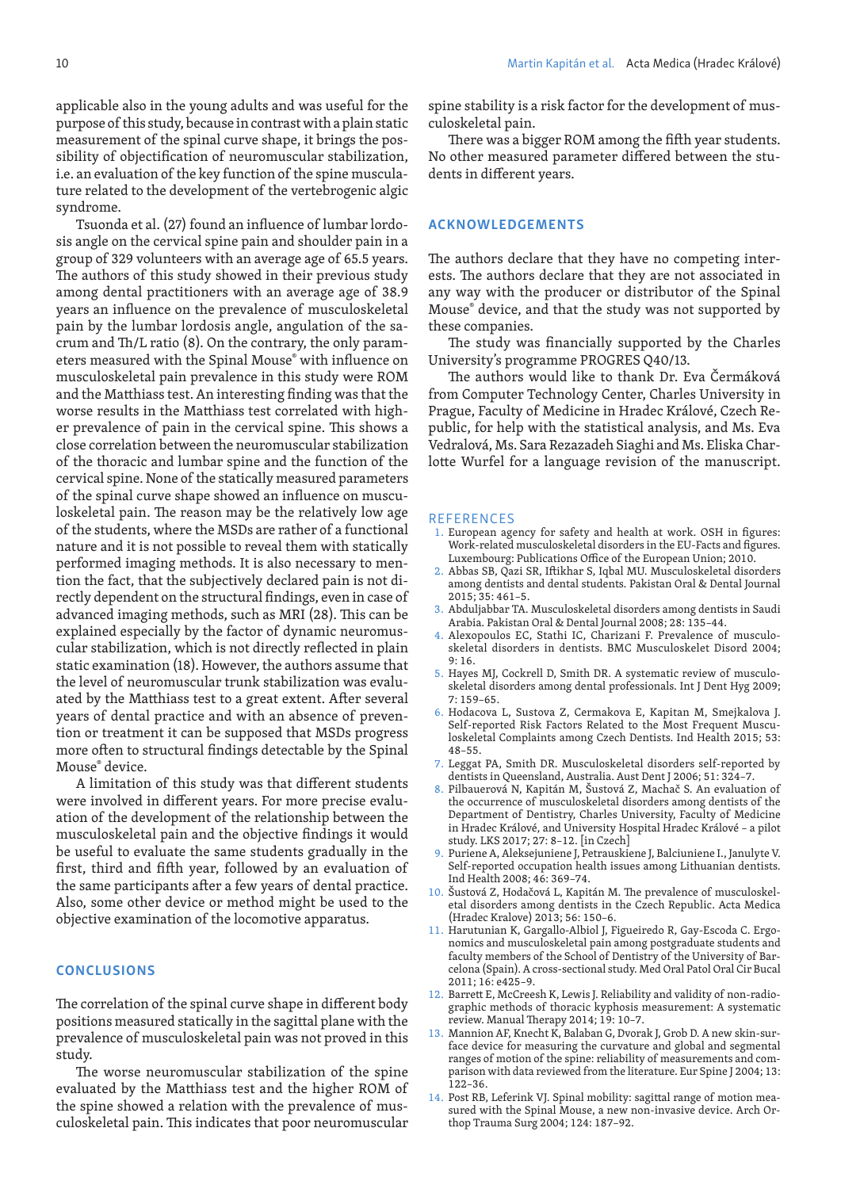applicable also in the young adults and was useful for the purpose of this study, because in contrast with a plain static measurement of the spinal curve shape, it brings the possibility of objectification of neuromuscular stabilization, i.e. an evaluation of the key function of the spine musculature related to the development of the vertebrogenic algic syndrome.

Tsuonda et al. (27) found an influence of lumbar lordosis angle on the cervical spine pain and shoulder pain in a group of 329 volunteers with an average age of 65.5 years. The authors of this study showed in their previous study among dental practitioners with an average age of 38.9 years an influence on the prevalence of musculoskeletal pain by the lumbar lordosis angle, angulation of the sacrum and Th/L ratio (8). On the contrary, the only parameters measured with the Spinal Mouse® with influence on musculoskeletal pain prevalence in this study were ROM and the Matthiass test. An interesting finding was that the worse results in the Matthiass test correlated with higher prevalence of pain in the cervical spine. This shows a close correlation between the neuromuscular stabilization of the thoracic and lumbar spine and the function of the cervical spine. None of the statically measured parameters of the spinal curve shape showed an influence on musculoskeletal pain. The reason may be the relatively low age of the students, where the MSDs are rather of a functional nature and it is not possible to reveal them with statically performed imaging methods. It is also necessary to mention the fact, that the subjectively declared pain is not directly dependent on the structural findings, even in case of advanced imaging methods, such as MRI (28). This can be explained especially by the factor of dynamic neuromuscular stabilization, which is not directly reflected in plain static examination (18). However, the authors assume that the level of neuromuscular trunk stabilization was evaluated by the Matthiass test to a great extent. After several years of dental practice and with an absence of prevention or treatment it can be supposed that MSDs progress more often to structural findings detectable by the Spinal Mouse® device.

A limitation of this study was that different students were involved in different years. For more precise evaluation of the development of the relationship between the musculoskeletal pain and the objective findings it would be useful to evaluate the same students gradually in the first, third and fifth year, followed by an evaluation of the same participants after a few years of dental practice. Also, some other device or method might be used to the objective examination of the locomotive apparatus.

## CONCLUSIONS

The correlation of the spinal curve shape in different body positions measured statically in the sagittal plane with the prevalence of musculoskeletal pain was not proved in this study.

The worse neuromuscular stabilization of the spine evaluated by the Matthiass test and the higher ROM of the spine showed a relation with the prevalence of musculoskeletal pain. This indicates that poor neuromuscular spine stability is a risk factor for the development of musculoskeletal pain.

There was a bigger ROM among the fifth year students. No other measured parameter differed between the students in different years.

## ACKNOWLEDGEMENTS

The authors declare that they have no competing interests. The authors declare that they are not associated in any way with the producer or distributor of the Spinal Mouse® device, and that the study was not supported by these companies.

The study was financially supported by the Charles University's programme PROGRES Q40/13.

The authors would like to thank Dr. Eva Čermáková from Computer Technology Center, Charles University in Prague, Faculty of Medicine in Hradec Králové, Czech Republic, for help with the statistical analysis, and Ms. Eva Vedralová, Ms. Sara Rezazadeh Siaghi and Ms. Eliska Charlotte Wurfel for a language revision of the manuscript.

## REFERENCES

1. European agency for safety and health at work. OSH in figures: Work-related musculoskeletal disorders in the EU-Facts and figures. Luxembourg: Publications Office of the European Union; 2010.
2. Abbas SB, Qazi SR, Iftikhar S, Iqbal MU. Musculoskeletal disorders among dentists and dental students. Pakistan Oral & Dental Journal 2015; 35: 461–5.
3. Abduljabbar TA. Musculoskeletal disorders among dentists in Saudi Arabia. Pakistan Oral & Dental Journal 2008; 28: 135–44.
4. Alexopoulos EC, Stathi IC, Charizani F. Prevalence of musculoskeletal disorders in dentists. BMC Musculoskelet Disord 2004; 9: 16.
5. Hayes MJ, Cockrell D, Smith DR. A systematic review of musculoskeletal disorders among dental professionals. Int J Dent Hyg 2009; 7: 159–65.
6. Hodacova L, Sustova Z, Cermakova E, Kapitan M, Smejkalova J. Self-reported Risk Factors Related to the Most Frequent Musculoskeletal Complaints among Czech Dentists. Ind Health 2015; 53: 48–55.
7. Leggat PA, Smith DR. Musculoskeletal disorders self-reported by dentists in Queensland, Australia. Aust Dent J 2006; 51: 324–7.
8. Pilbauerová N, Kapitán M, Šustová Z, Machač S. An evaluation of the occurrence of musculoskeletal disorders among dentists of the Department of Dentistry, Charles University, Faculty of Medicine in Hradec Králové, and University Hospital Hradec Králové – a pilot study. LKS 2017; 27: 8–12. [in Czech]
9. Puriene A, Aleksejuniene J, Petrauskiene J, Balciuniene I., Janulyte V. Self-reported occupation health issues among Lithuanian dentists. Ind Health 2008; 46: 369–74.
10. Šustová Z, Hodačová L, Kapitán M. The prevalence of musculoskeletal disorders among dentists in the Czech Republic. Acta Medica (Hradec Kralove) 2013; 56: 150–6.
11. Harutunian K, Gargallo-Albiol J, Figueiredo R, Gay-Escoda C. Ergonomics and musculoskeletal pain among postgraduate students and faculty members of the School of Dentistry of the University of Barcelona (Spain). A cross-sectional study. Med Oral Patol Oral Cir Bucal 2011; 16: e425–9.
12. Barrett E, McCreesh K, Lewis J. Reliability and validity of non-radiographic methods of thoracic kyphosis measurement: A systematic review. Manual Therapy 2014; 19: 10–7.
13. Mannion AF, Knecht K, Balaban G, Dvorak J, Grob D. A new skin-surface device for measuring the curvature and global and segmental ranges of motion of the spine: reliability of measurements and comparison with data reviewed from the literature. Eur Spine J 2004; 13: 122–36.
14. Post RB, Leferink VJ. Spinal mobility: sagittal range of motion measured with the Spinal Mouse, a new non-invasive device. Arch Orthop Trauma Surg 2004; 124: 187–92.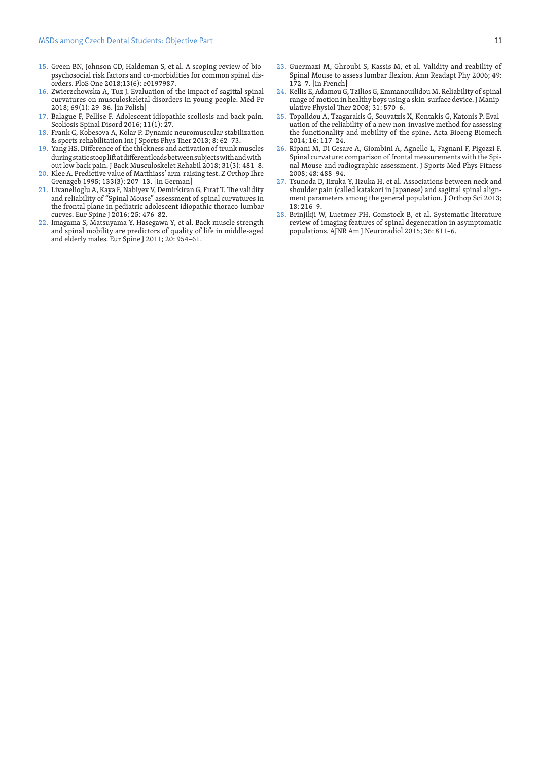15. Green BN, Johnson CD, Haldeman S, et al. A scoping review of biopsychosocial risk factors and co-morbidities for common spinal disorders. PloS One 2018;13(6): e0197987.
16. Zwierzchowska A, Tuz J. Evaluation of the impact of sagittal spinal curvatures on musculoskeletal disorders in young people. Med Pr 2018; 69(1): 29–36. [in Polish]
17. Balague F, Pellise F. Adolescent idiopathic scoliosis and back pain. Scoliosis Spinal Disord 2016; 11(1): 27.
18. Frank C, Kobesova A, Kolar P. Dynamic neuromuscular stabilization & sports rehabilitation Int J Sports Phys Ther 2013; 8: 62–73.
19. Yang HS. Difference of the thickness and activation of trunk muscles during static stoop lift at different loads between subjects with and without low back pain. J Back Musculoskelet Rehabil 2018; 31(3): 481–8.
20. Klee A. Predictive value of Matthiass' arm-raising test. Z Orthop Ihre Grenzgeb 1995; 133(3): 207–13. [in German]
21. Livanelioglu A, Kaya F, Nabiyev V, Demirkiran G, Fırat T. The validity and reliability of "Spinal Mouse" assessment of spinal curvatures in the frontal plane in pediatric adolescent idiopathic thoraco-lumbar curves. Eur Spine J 2016; 25: 476–82.
22. Imagama S, Matsuyama Y, Hasegawa Y, et al. Back muscle strength and spinal mobility are predictors of quality of life in middle-aged and elderly males. Eur Spine J 2011; 20: 954–61.
23. Guermazi M, Ghroubi S, Kassis M, et al. Validity and reability of Spinal Mouse to assess lumbar flexion. Ann Readapt Phy 2006; 49: 172–7. [in French]
24. Kellis E, Adamou G, Tzilios G, Emmanouilidou M. Reliability of spinal range of motion in healthy boys using a skin-surface device. J Manipulative Physiol Ther 2008; 31: 570–6.
25. Topalidou A, Tzagarakis G, Souvatzis X, Kontakis G, Katonis P. Evaluation of the reliability of a new non-invasive method for assessing the functionality and mobility of the spine. Acta Bioeng Biomech 2014; 16: 117–24.
26. Ripani M, Di Cesare A, Giombini A, Agnello L, Fagnani F, Pigozzi F. Spinal curvature: comparison of frontal measurements with the Spinal Mouse and radiographic assessment. J Sports Med Phys Fitness 2008; 48: 488–94.
27. Tsunoda D, Iizuka Y, Iizuka H, et al. Associations between neck and shoulder pain (called katakori in Japanese) and sagittal spinal alignment parameters among the general population. J Orthop Sci 2013; 18: 216–9.
28. Brinjikji W, Luetmer PH, Comstock B, et al. Systematic literature review of imaging features of spinal degeneration in asymptomatic populations. AJNR Am J Neuroradiol 2015; 36: 811–6.